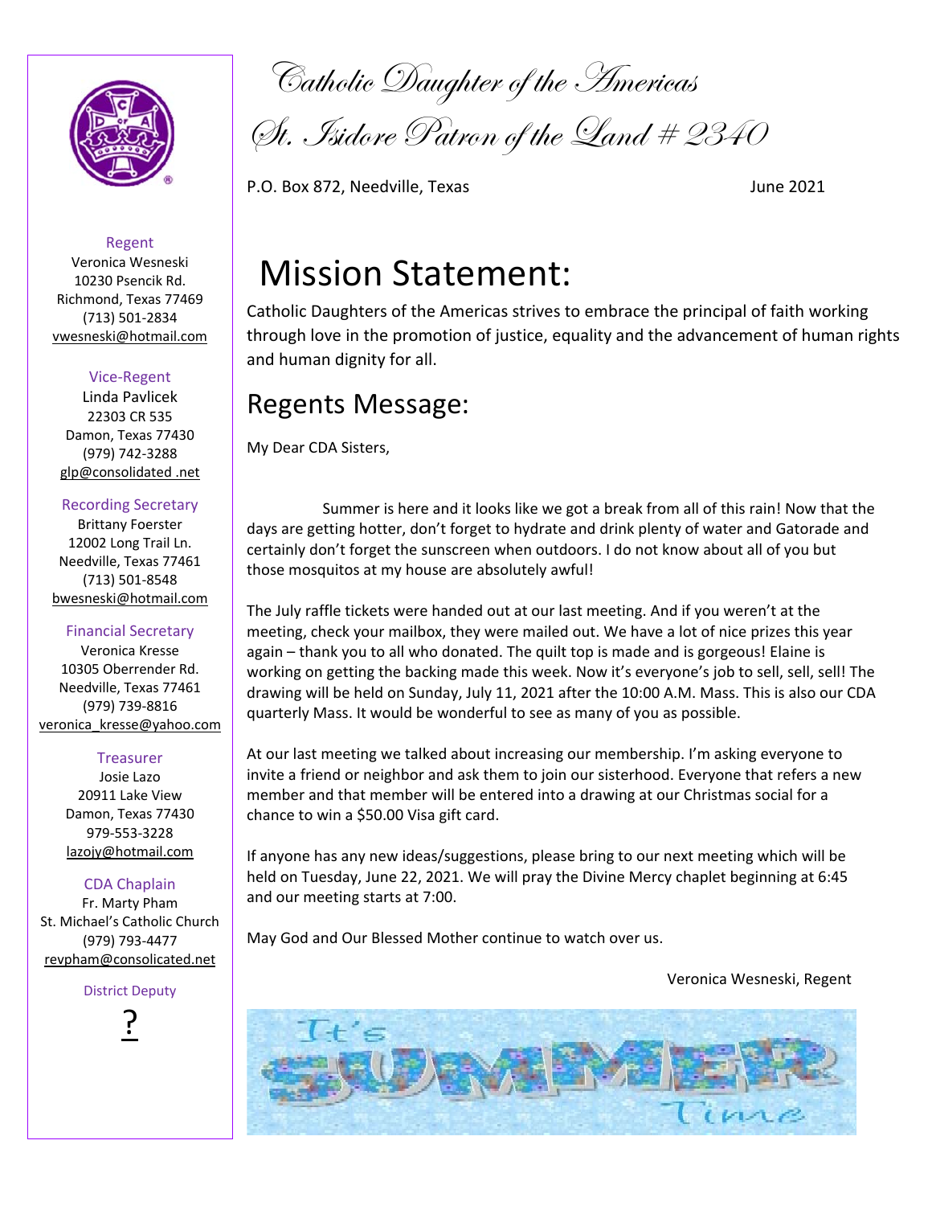# Catholic Daughter of the Americas

# St. Isidore Patron of the Land # 2340

P.O. Box 872, Needville, Texas June 2021

Regent
Veronica Wesneski
10230 Psencik Rd.
Richmond, Texas 77469
(713) 501-2834
vwesneski@hotmail.com

Vice-Regent
Linda Pavlicek
22303 CR 535
Damon, Texas 77430
(979) 742-3288
glp@consolidated .net

Recording Secretary
Brittany Foerster
12002 Long Trail Ln.
Needville, Texas 77461
(713) 501-8548
bwesneski@hotmail.com

Financial Secretary
Veronica Kresse
10305 Oberrender Rd.
Needville, Texas 77461
(979) 739-8816
veronica_kresse@yahoo.com

Treasurer
Josie Lazo
20911 Lake View
Damon, Texas 77430
979-553-3228
lazojy@hotmail.com

CDA Chaplain
Fr. Marty Pham
St. Michael's Catholic Church
(979) 793-4477
revpham@consolicated.net

District Deputy
?

# Mission Statement:

Catholic Daughters of the Americas strives to embrace the principal of faith working through love in the promotion of justice, equality and the advancement of human rights and human dignity for all.

## Regents Message:

My Dear CDA Sisters,

Summer is here and it looks like we got a break from all of this rain! Now that the days are getting hotter, don't forget to hydrate and drink plenty of water and Gatorade and certainly don't forget the sunscreen when outdoors. I do not know about all of you but those mosquitos at my house are absolutely awful!

The July raffle tickets were handed out at our last meeting. And if you weren't at the meeting, check your mailbox, they were mailed out. We have a lot of nice prizes this year again – thank you to all who donated. The quilt top is made and is gorgeous! Elaine is working on getting the backing made this week. Now it's everyone's job to sell, sell, sell! The drawing will be held on Sunday, July 11, 2021 after the 10:00 A.M. Mass. This is also our CDA quarterly Mass. It would be wonderful to see as many of you as possible.

At our last meeting we talked about increasing our membership. I'm asking everyone to invite a friend or neighbor and ask them to join our sisterhood. Everyone that refers a new member and that member will be entered into a drawing at our Christmas social for a chance to win a $50.00 Visa gift card.

If anyone has any new ideas/suggestions, please bring to our next meeting which will be held on Tuesday, June 22, 2021. We will pray the Divine Mercy chaplet beginning at 6:45 and our meeting starts at 7:00.

May God and Our Blessed Mother continue to watch over us.

Veronica Wesneski, Regent

It's SUMMER Time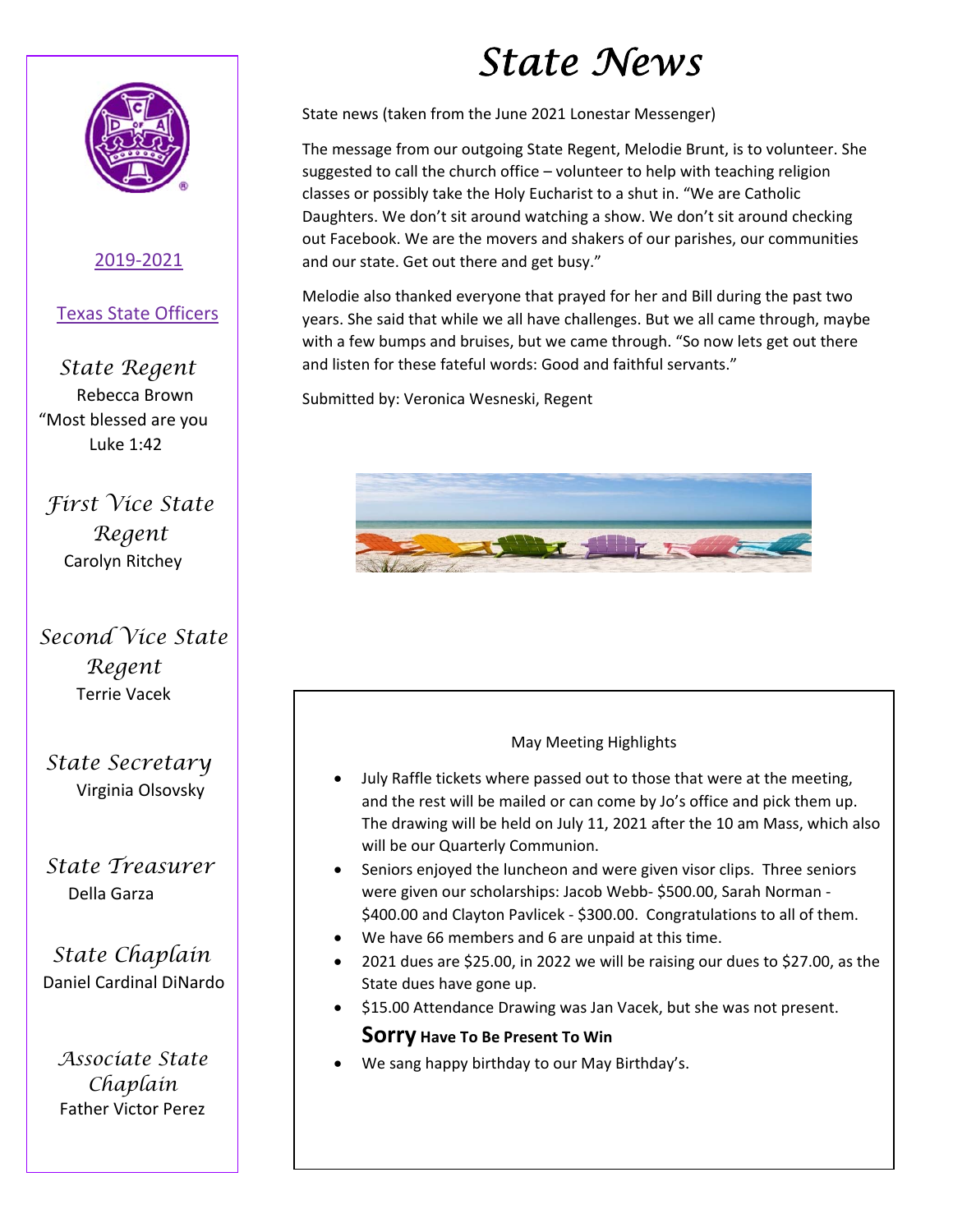# State News

State news (taken from the June 2021 Lonestar Messenger)

The message from our outgoing State Regent, Melodie Brunt, is to volunteer. She suggested to call the church office – volunteer to help with teaching religion classes or possibly take the Holy Eucharist to a shut in. "We are Catholic Daughters. We don't sit around watching a show. We don't sit around checking out Facebook. We are the movers and shakers of our parishes, our communities and our state. Get out there and get busy."

Melodie also thanked everyone that prayed for her and Bill during the past two years. She said that while we all have challenges. But we all came through, maybe with a few bumps and bruises, but we came through. "So now lets get out there and listen for these fateful words: Good and faithful servants."

Submitted by: Veronica Wesneski, Regent

May Meeting Highlights

- July Raffle tickets where passed out to those that were at the meeting, and the rest will be mailed or can come by Jo's office and pick them up. The drawing will be held on July 11, 2021 after the 10 am Mass, which also will be our Quarterly Communion.
- Seniors enjoyed the luncheon and were given visor clips. Three seniors were given our scholarships: Jacob Webb- $500.00, Sarah Norman - $400.00 and Clayton Pavlicek - $300.00. Congratulations to all of them.
- We have 66 members and 6 are unpaid at this time.
- 2021 dues are $25.00, in 2022 we will be raising our dues to $27.00, as the State dues have gone up.
- $15.00 Attendance Drawing was Jan Vacek, but she was not present.

**Sorry Have To Be Present To Win**

- We sang happy birthday to our May Birthday's.

[2019-2021](#)

[Texas State Officers](#)

*State Regent*
Rebecca Brown
"Most blessed are you
Luke 1:42

*First Vice State Regent*
Carolyn Ritchey

*Second Vice State Regent*
Terrie Vacek

*State Secretary*
Virginia Olsovsky

*State Treasurer*
Della Garza

*State Chaplain*
Daniel Cardinal DiNardo

*Associate State Chaplain*
Father Victor Perez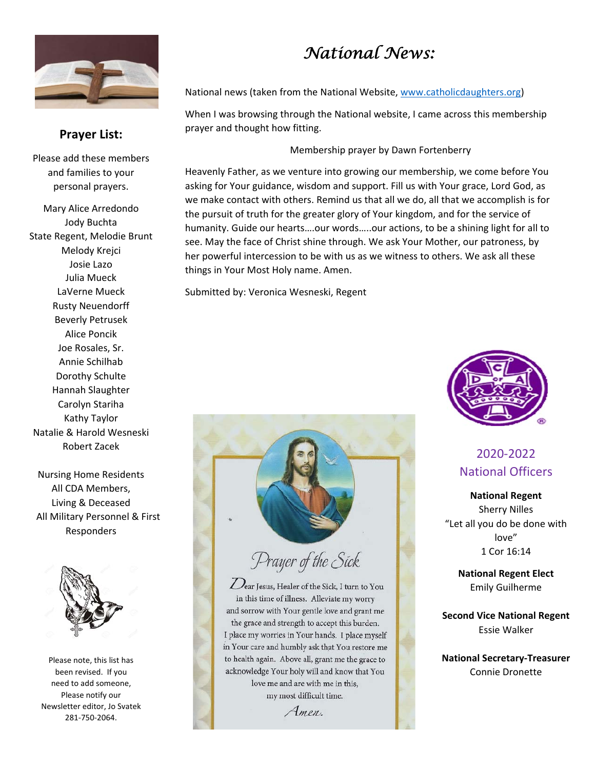## Prayer List:

Please add these members and families to your personal prayers.

Mary Alice Arredondo
Jody Buchta
State Regent, Melodie Brunt
Melody Krejci
Josie Lazo
Julia Mueck
LaVerne Mueck
Rusty Neuendorff
Beverly Petrusek
Alice Poncik
Joe Rosales, Sr.
Annie Schilhab
Dorothy Schulte
Hannah Slaughter
Carolyn Stariha
Kathy Taylor
Natalie & Harold Wesneski
Robert Zacek

Nursing Home Residents
All CDA Members, Living & Deceased
All Military Personnel & First Responders

Please note, this list has been revised. If you need to add someone, Please notify our Newsletter editor, Jo Svatek 281-750-2064.

# *National News:*

National news (taken from the National Website, www.catholicdaughters.org)

When I was browsing through the National website, I came across this membership prayer and thought how fitting.

Membership prayer by Dawn Fortenberry

Heavenly Father, as we venture into growing our membership, we come before You asking for Your guidance, wisdom and support. Fill us with Your grace, Lord God, as we make contact with others. Remind us that all we do, all that we accomplish is for the pursuit of truth for the greater glory of Your kingdom, and for the service of humanity. Guide our hearts….our words…..our actions, to be a shining light for all to see. May the face of Christ shine through. We ask Your Mother, our patroness, by her powerful intercession to be with us as we witness to others. We ask all these things in Your Most Holy name. Amen.

Submitted by: Veronica Wesneski, Regent

### *Prayer of the Sick*

Dear Jesus, Healer of the Sick, I turn to You in this time of illness. Alleviate my worry and sorrow with Your gentle love and grant me the grace and strength to accept this burden. I place my worries in Your hands. I place myself in Your care and humbly ask that You restore me to health again. Above all, grant me the grace to acknowledge Your holy will and know that You love me and are with me in this, my most difficult time.

*Amen.*

## 2020-2022 National Officers

**National Regent**
Sherry Nilles
"Let all you do be done with love"
1 Cor 16:14

**National Regent Elect**
Emily Guilherme

**Second Vice National Regent**
Essie Walker

**National Secretary-Treasurer**
Connie Dronette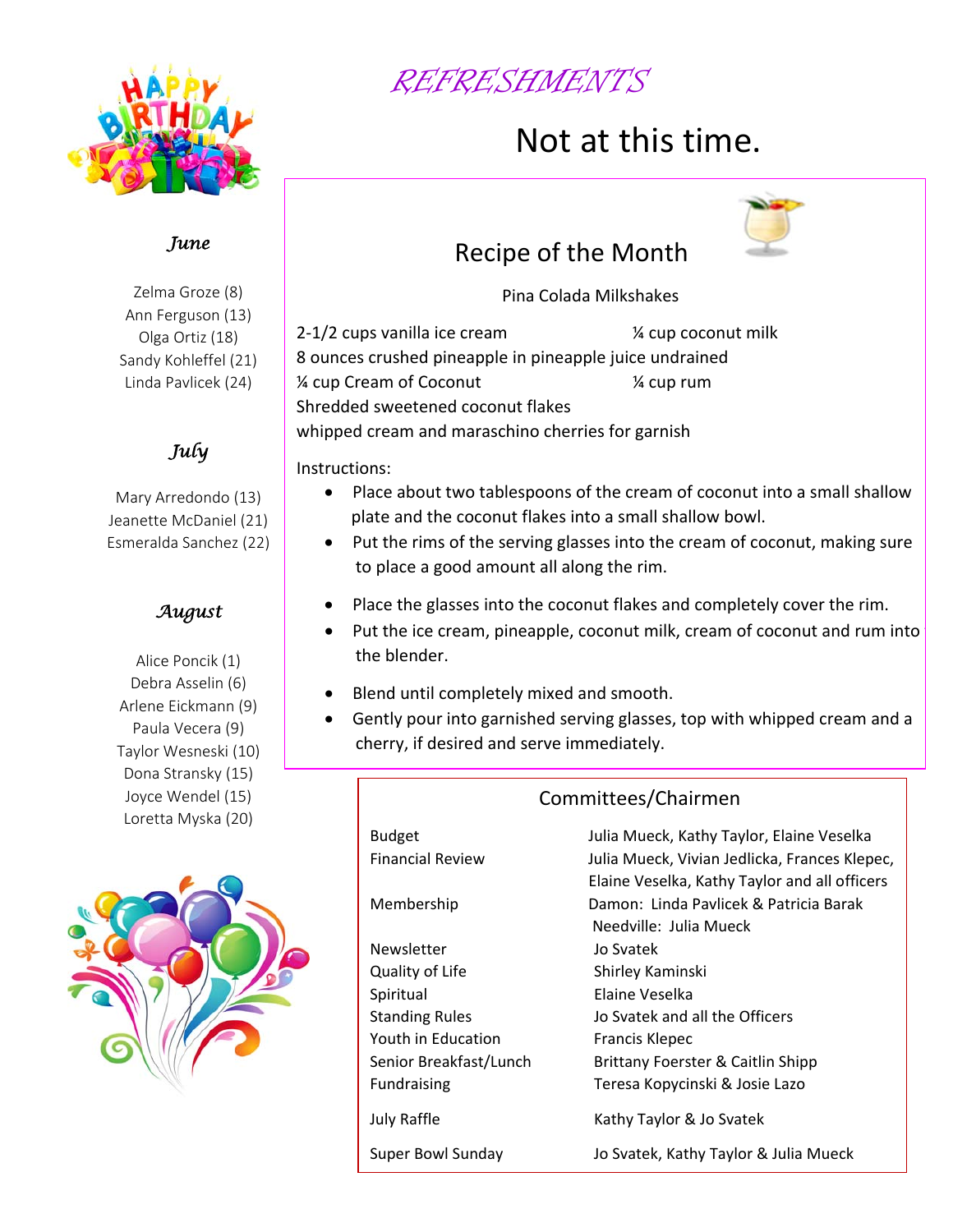# Happy Birthday

### *June*

Zelma Groze (8)
Ann Ferguson (13)
Olga Ortiz (18)
Sandy Kohleffel (21)
Linda Pavlicek (24)

### *July*

Mary Arredondo (13)
Jeanette McDaniel (21)
Esmeralda Sanchez (22)

### *August*

Alice Poncik (1)
Debra Asselin (6)
Arlene Eickmann (9)
Paula Vecera (9)
Taylor Wesneski (10)
Dona Stransky (15)
Joyce Wendel (15)
Loretta Myska (20)

# *REFRESHMENTS*

## Not at this time.

## Recipe of the Month

Pina Colada Milkshakes

2-1/2 cups vanilla ice cream
¼ cup coconut milk
8 ounces crushed pineapple in pineapple juice undrained
¼ cup Cream of Coconut
¼ cup rum
Shredded sweetened coconut flakes
whipped cream and maraschino cherries for garnish

Instructions:

- Place about two tablespoons of the cream of coconut into a small shallow plate and the coconut flakes into a small shallow bowl.
- Put the rims of the serving glasses into the cream of coconut, making sure to place a good amount all along the rim.
- Place the glasses into the coconut flakes and completely cover the rim.
- Put the ice cream, pineapple, coconut milk, cream of coconut and rum into the blender.
- Blend until completely mixed and smooth.
- Gently pour into garnished serving glasses, top with whipped cream and a cherry, if desired and serve immediately.

## Committees/Chairmen

| Committee | Chairmen |
|---|---|
| Budget | Julia Mueck, Kathy Taylor, Elaine Veselka |
| Financial Review | Julia Mueck, Vivian Jedlicka, Frances Klepec, Elaine Veselka, Kathy Taylor and all officers |
| Membership | Damon: Linda Pavlicek & Patricia Barak<br>Needville: Julia Mueck |
| Newsletter | Jo Svatek |
| Quality of Life | Shirley Kaminski |
| Spiritual | Elaine Veselka |
| Standing Rules | Jo Svatek and all the Officers |
| Youth in Education | Francis Klepec |
| Senior Breakfast/Lunch | Brittany Foerster & Caitlin Shipp |
| Fundraising | Teresa Kopycinski & Josie Lazo |
| July Raffle | Kathy Taylor & Jo Svatek |
| Super Bowl Sunday | Jo Svatek, Kathy Taylor & Julia Mueck |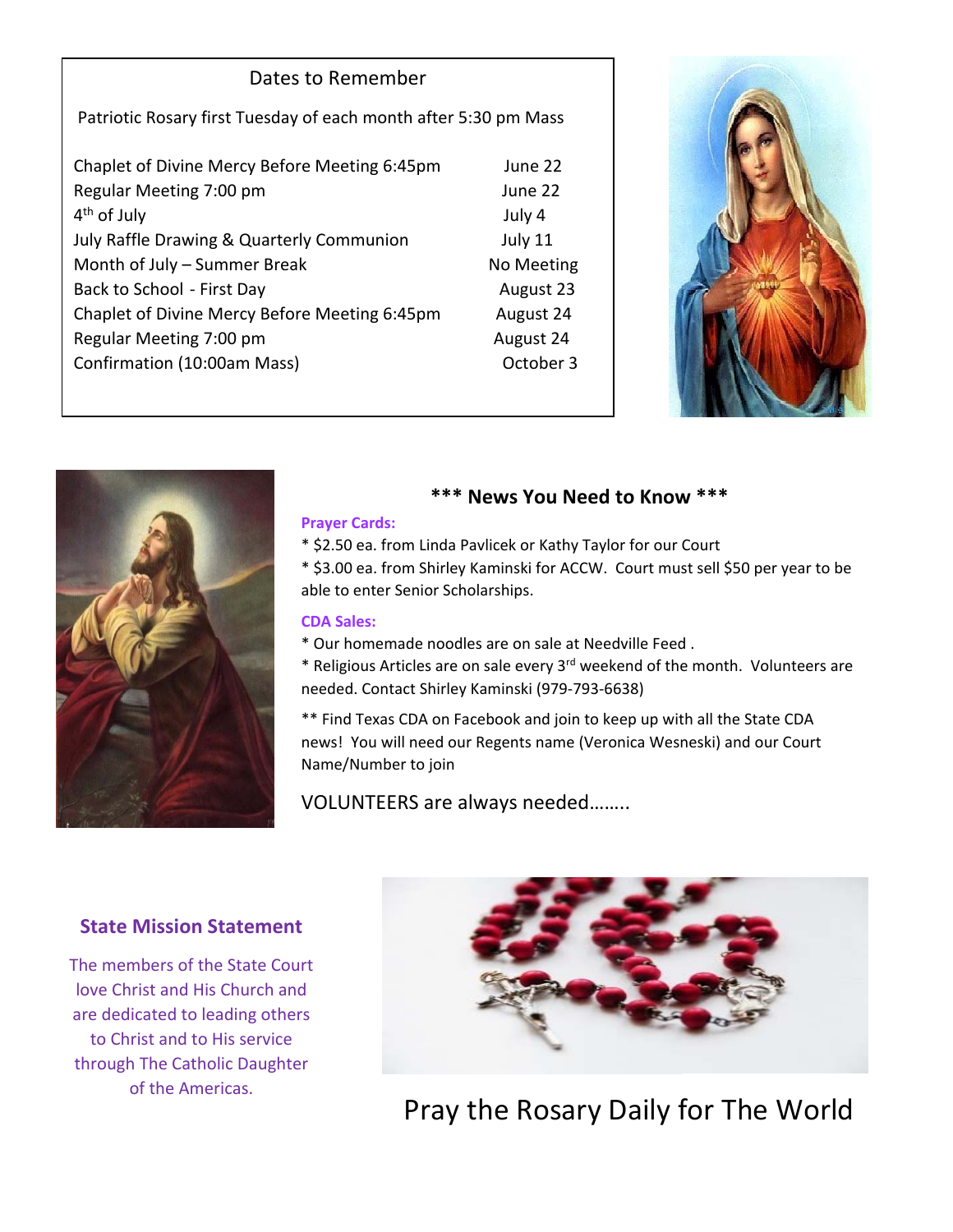## Dates to Remember

Patriotic Rosary first Tuesday of each month after 5:30 pm Mass

| Event | Date |
| --- | --- |
| Chaplet of Divine Mercy Before Meeting 6:45pm | June 22 |
| Regular Meeting 7:00 pm | June 22 |
| 4th of July | July 4 |
| July Raffle Drawing & Quarterly Communion | July 11 |
| Month of July – Summer Break | No Meeting |
| Back to School - First Day | August 23 |
| Chaplet of Divine Mercy Before Meeting 6:45pm | August 24 |
| Regular Meeting 7:00 pm | August 24 |
| Confirmation (10:00am Mass) | October 3 |

## *** News You Need to Know ***

**Prayer Cards:**

* $2.50 ea. from Linda Pavlicek or Kathy Taylor for our Court
* $3.00 ea. from Shirley Kaminski for ACCW. Court must sell $50 per year to be able to enter Senior Scholarships.

**CDA Sales:**

* Our homemade noodles are on sale at Needville Feed .
* Religious Articles are on sale every 3rd weekend of the month. Volunteers are needed. Contact Shirley Kaminski (979-793-6638)

** Find Texas CDA on Facebook and join to keep up with all the State CDA news! You will need our Regents name (Veronica Wesneski) and our Court Name/Number to join

VOLUNTEERS are always needed……..

### State Mission Statement

The members of the State Court love Christ and His Church and are dedicated to leading others to Christ and to His service through The Catholic Daughter of the Americas.

Pray the Rosary Daily for The World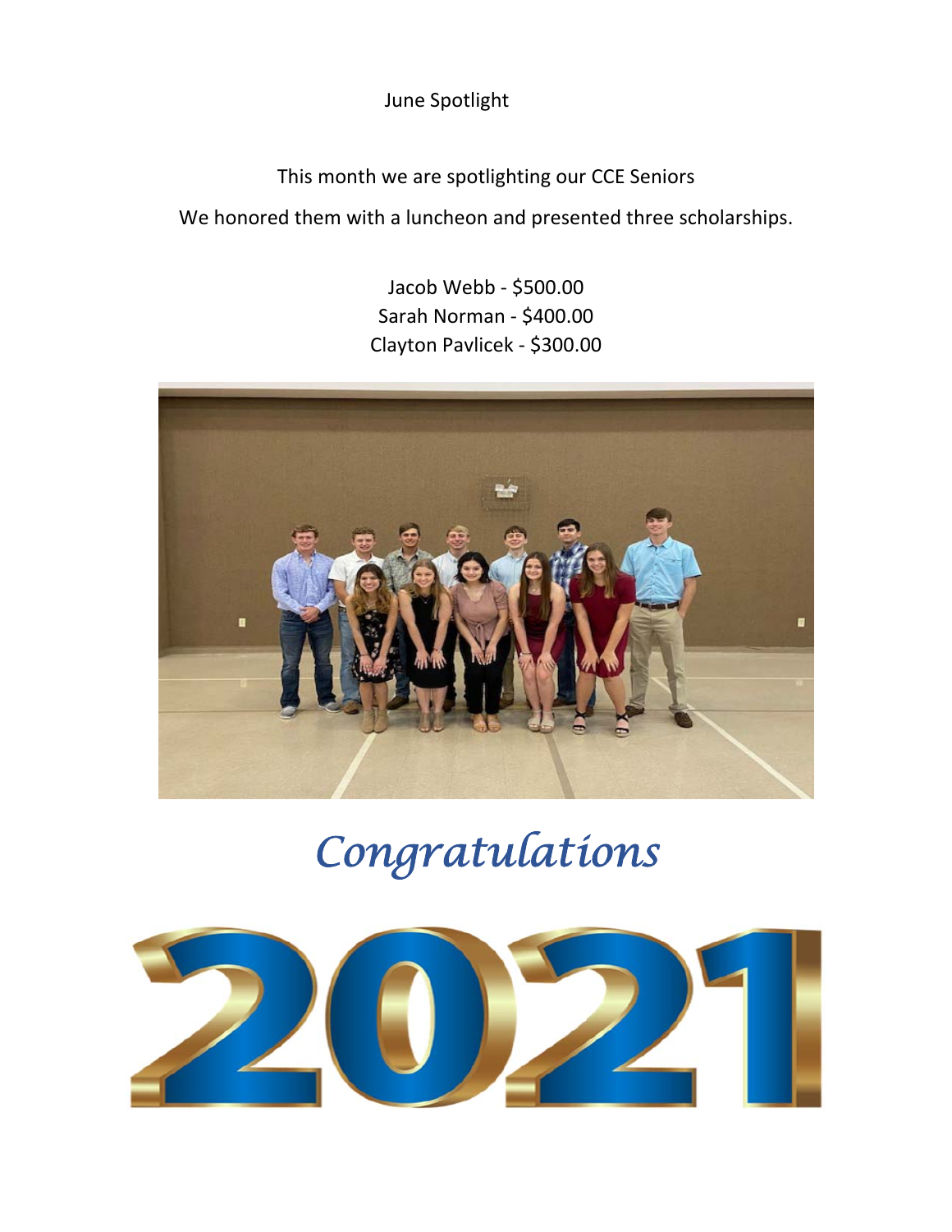June Spotlight

This month we are spotlighting our CCE Seniors

We honored them with a luncheon and presented three scholarships.

Jacob Webb - $500.00
Sarah Norman - $400.00
Clayton Pavlicek - $300.00

*Congratulations*

2021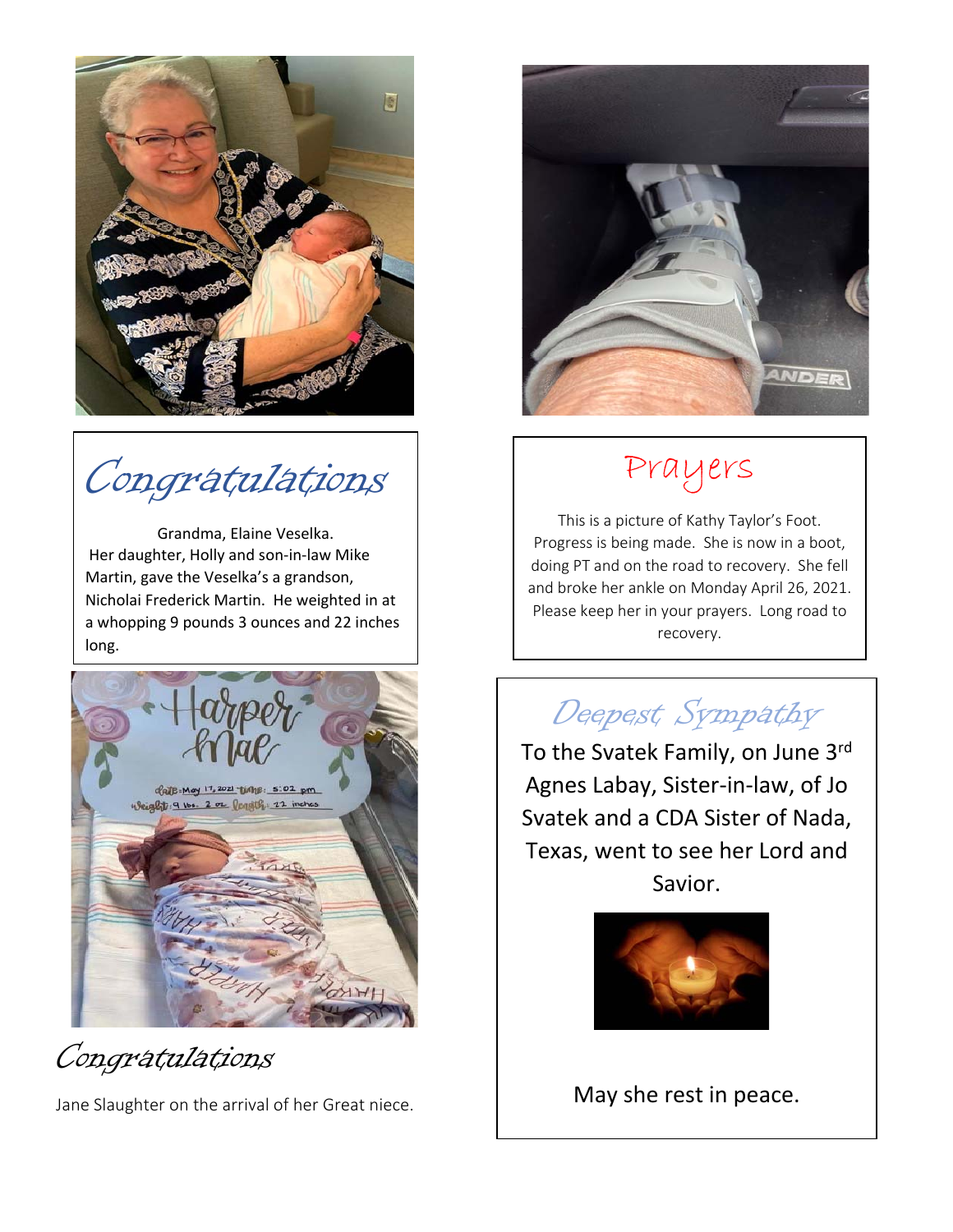## Congratulations

Grandma, Elaine Veselka. Her daughter, Holly and son-in-law Mike Martin, gave the Veselka's a grandson, Nicholai Frederick Martin. He weighted in at a whopping 9 pounds 3 ounces and 22 inches long.

## Congratulations

Jane Slaughter on the arrival of her Great niece.

## Prayers

This is a picture of Kathy Taylor's Foot. Progress is being made. She is now in a boot, doing PT and on the road to recovery. She fell and broke her ankle on Monday April 26, 2021. Please keep her in your prayers. Long road to recovery.

## Deepest Sympathy

To the Svatek Family, on June 3rd Agnes Labay, Sister-in-law, of Jo Svatek and a CDA Sister of Nada, Texas, went to see her Lord and Savior.

May she rest in peace.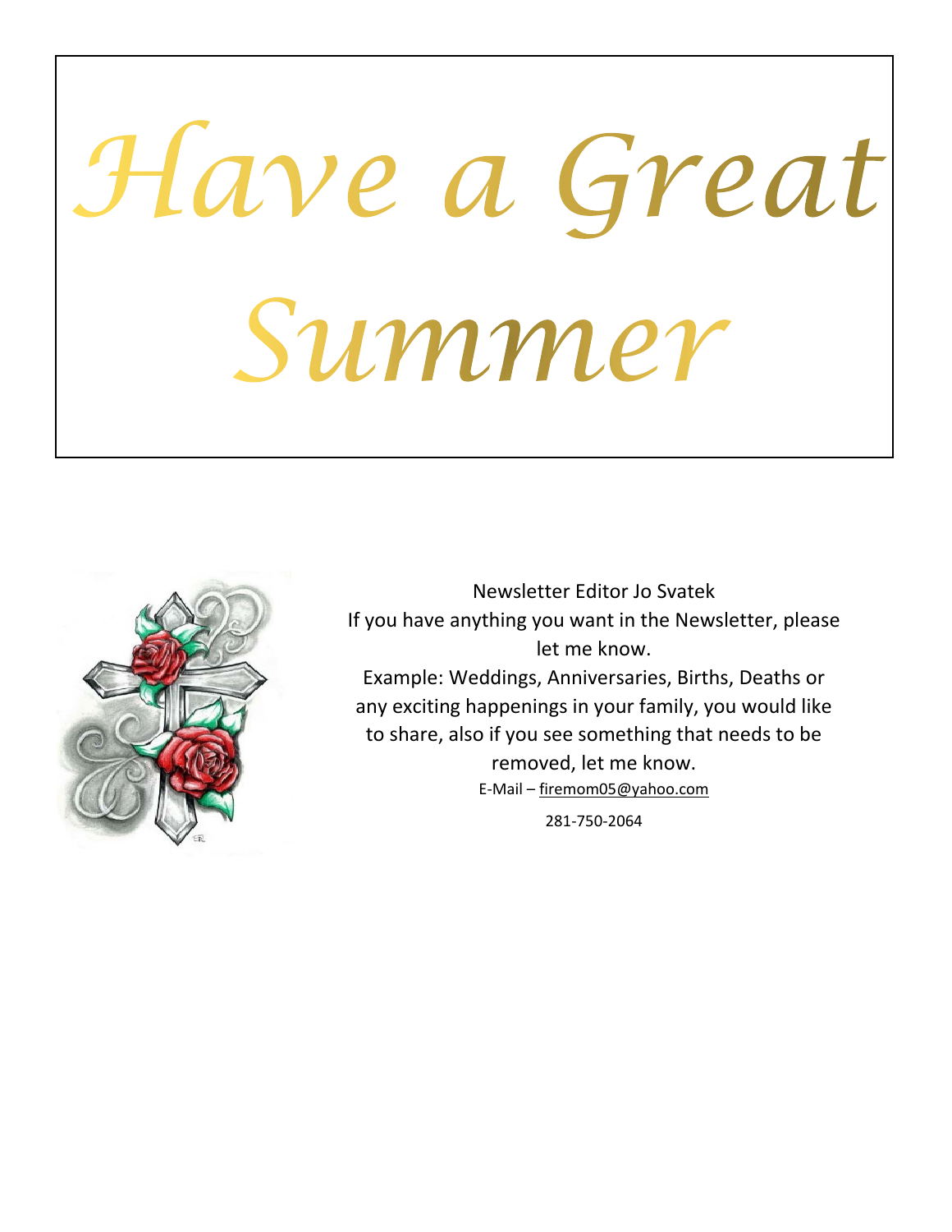# Have a Great Summer

Newsletter Editor Jo Svatek

If you have anything you want in the Newsletter, please let me know.

Example: Weddings, Anniversaries, Births, Deaths or any exciting happenings in your family, you would like to share, also if you see something that needs to be removed, let me know.

E-Mail – firemom05@yahoo.com

281-750-2064